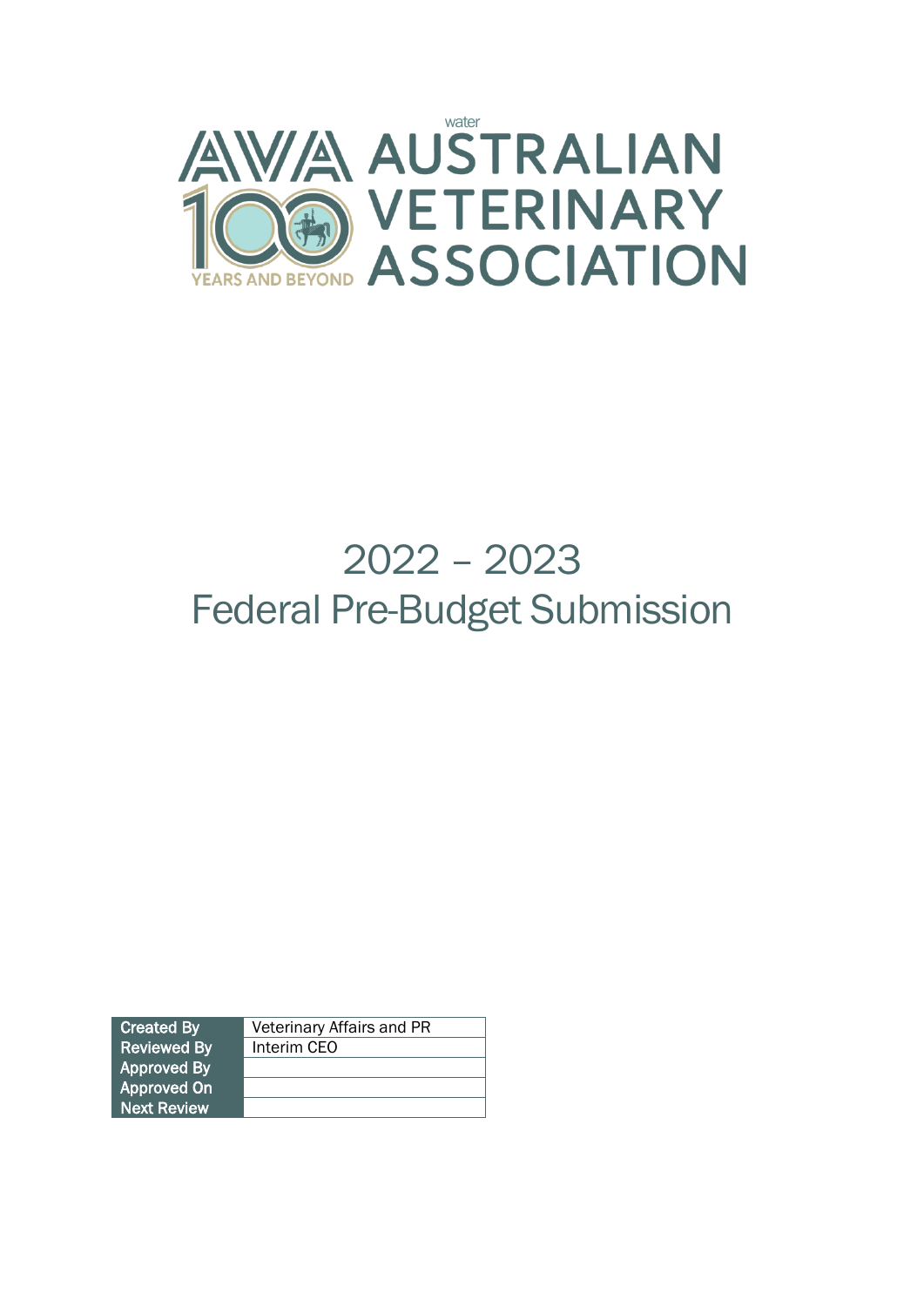water

AUSTRALIAN VETERINARY ASSOCIATION

100 YEARS AND BEYOND

# 2022 – 2023 Federal Pre-Budget Submission

| Created By | Veterinary Affairs and PR |
|---|---|
| Reviewed By | Interim CEO |
| Approved By | |
| Approved On | |
| Next Review | |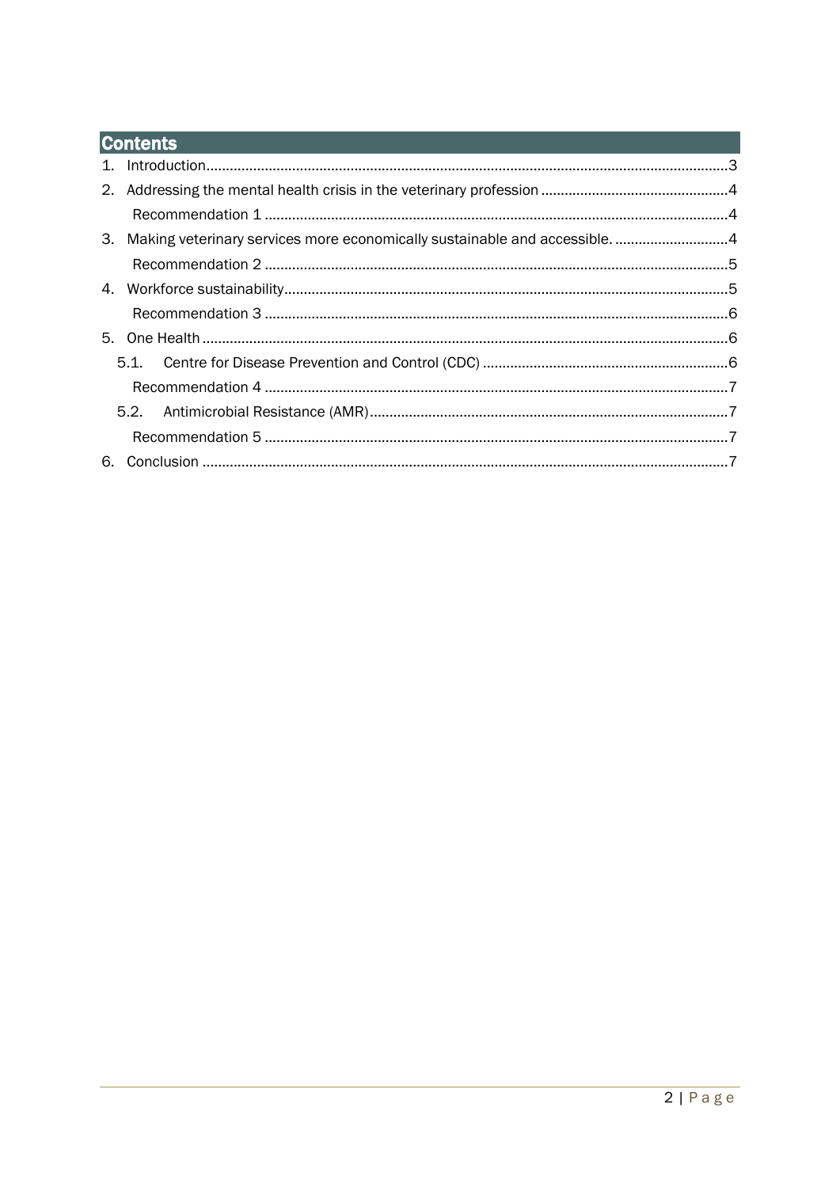## Contents

1. Introduction .......... 3
2. Addressing the mental health crisis in the veterinary profession .......... 4
   - Recommendation 1 .......... 4
3. Making veterinary services more economically sustainable and accessible. .......... 4
   - Recommendation 2 .......... 5
4. Workforce sustainability .......... 5
   - Recommendation 3 .......... 6
5. One Health .......... 6
   - 5.1. Centre for Disease Prevention and Control (CDC) .......... 6
     - Recommendation 4 .......... 7
   - 5.2. Antimicrobial Resistance (AMR) .......... 7
     - Recommendation 5 .......... 7
6. Conclusion .......... 7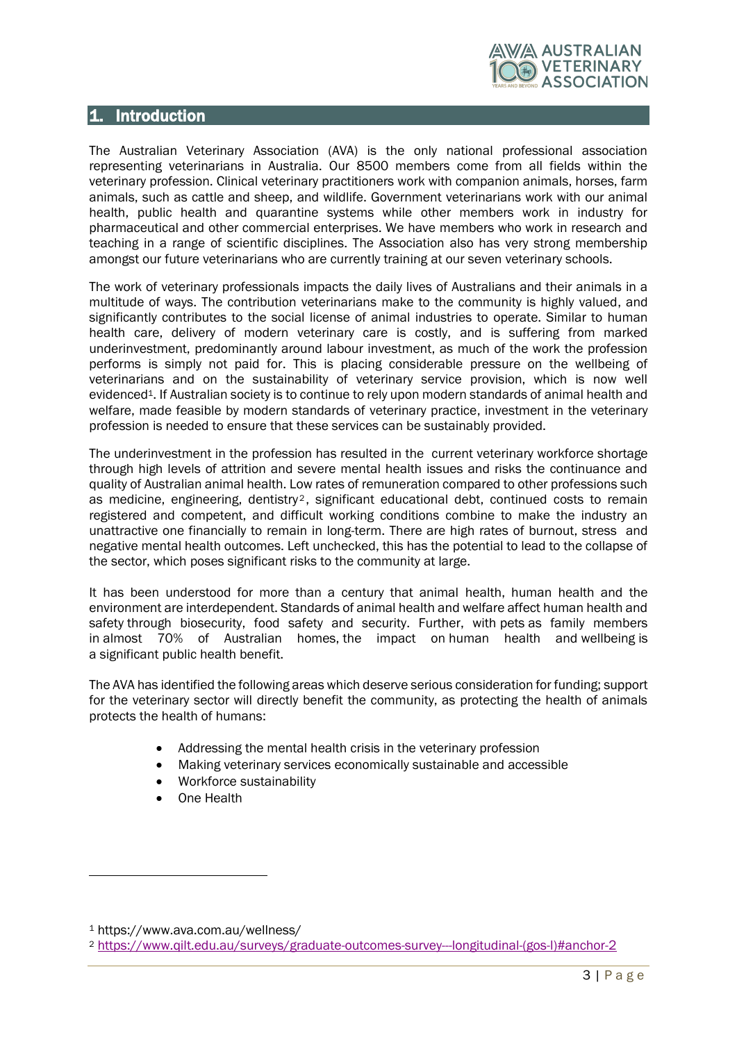## 1. Introduction

The Australian Veterinary Association (AVA) is the only national professional association representing veterinarians in Australia. Our 8500 members come from all fields within the veterinary profession. Clinical veterinary practitioners work with companion animals, horses, farm animals, such as cattle and sheep, and wildlife. Government veterinarians work with our animal health, public health and quarantine systems while other members work in industry for pharmaceutical and other commercial enterprises. We have members who work in research and teaching in a range of scientific disciplines. The Association also has very strong membership amongst our future veterinarians who are currently training at our seven veterinary schools.

The work of veterinary professionals impacts the daily lives of Australians and their animals in a multitude of ways. The contribution veterinarians make to the community is highly valued, and significantly contributes to the social license of animal industries to operate. Similar to human health care, delivery of modern veterinary care is costly, and is suffering from marked underinvestment, predominantly around labour investment, as much of the work the profession performs is simply not paid for. This is placing considerable pressure on the wellbeing of veterinarians and on the sustainability of veterinary service provision, which is now well evidenced[1]. If Australian society is to continue to rely upon modern standards of animal health and welfare, made feasible by modern standards of veterinary practice, investment in the veterinary profession is needed to ensure that these services can be sustainably provided.

The underinvestment in the profession has resulted in the current veterinary workforce shortage through high levels of attrition and severe mental health issues and risks the continuance and quality of Australian animal health. Low rates of remuneration compared to other professions such as medicine, engineering, dentistry[2], significant educational debt, continued costs to remain registered and competent, and difficult working conditions combine to make the industry an unattractive one financially to remain in long-term. There are high rates of burnout, stress and negative mental health outcomes. Left unchecked, this has the potential to lead to the collapse of the sector, which poses significant risks to the community at large.

It has been understood for more than a century that animal health, human health and the environment are interdependent. Standards of animal health and welfare affect human health and safety through biosecurity, food safety and security. Further, with pets as family members in almost 70% of Australian homes, the impact on human health and wellbeing is a significant public health benefit.

The AVA has identified the following areas which deserve serious consideration for funding; support for the veterinary sector will directly benefit the community, as protecting the health of animals protects the health of humans:

- Addressing the mental health crisis in the veterinary profession
- Making veterinary services economically sustainable and accessible
- Workforce sustainability
- One Health

---

[1] https://www.ava.com.au/wellness/

[2] https://www.qilt.edu.au/surveys/graduate-outcomes-survey---longitudinal-(gos-l)#anchor-2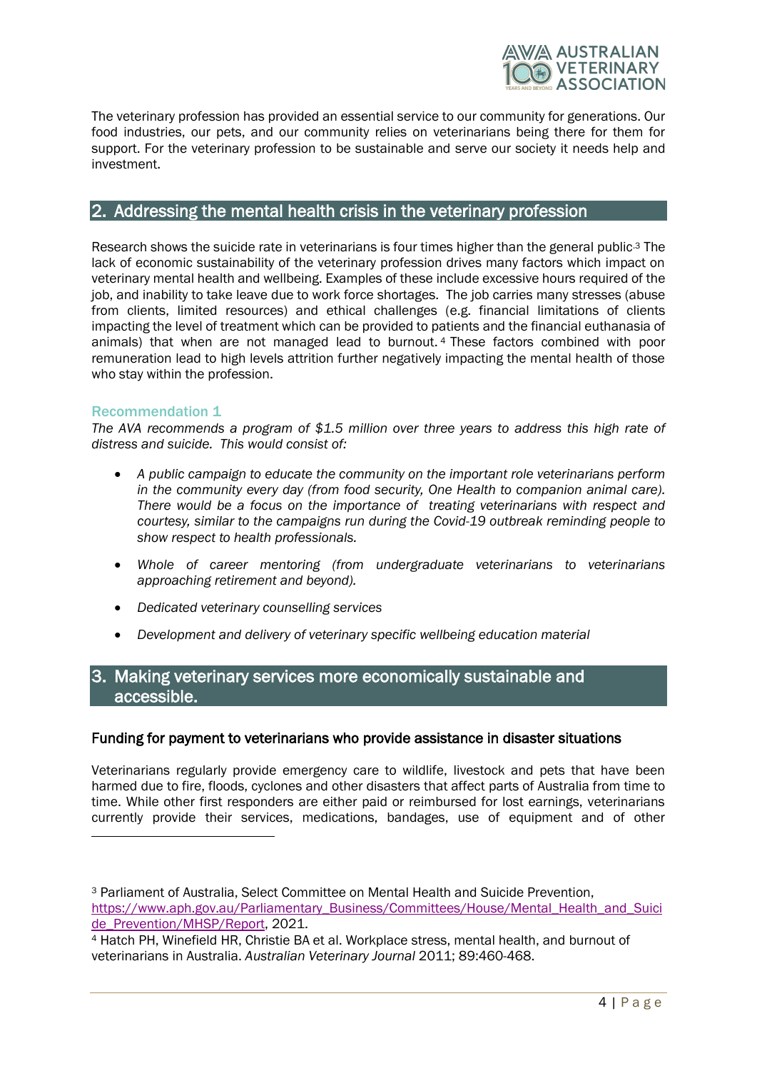The veterinary profession has provided an essential service to our community for generations. Our food industries, our pets, and our community relies on veterinarians being there for them for support. For the veterinary profession to be sustainable and serve our society it needs help and investment.

## 2. Addressing the mental health crisis in the veterinary profession

Research shows the suicide rate in veterinarians is four times higher than the general public.[3] The lack of economic sustainability of the veterinary profession drives many factors which impact on veterinary mental health and wellbeing. Examples of these include excessive hours required of the job, and inability to take leave due to work force shortages. The job carries many stresses (abuse from clients, limited resources) and ethical challenges (e.g. financial limitations of clients impacting the level of treatment which can be provided to patients and the financial euthanasia of animals) that when are not managed lead to burnout.[4] These factors combined with poor remuneration lead to high levels attrition further negatively impacting the mental health of those who stay within the profession.

### Recommendation 1

*The AVA recommends a program of $1.5 million over three years to address this high rate of distress and suicide. This would consist of:*

- *A public campaign to educate the community on the important role veterinarians perform in the community every day (from food security, One Health to companion animal care). There would be a focus on the importance of treating veterinarians with respect and courtesy, similar to the campaigns run during the Covid-19 outbreak reminding people to show respect to health professionals.*
- *Whole of career mentoring (from undergraduate veterinarians to veterinarians approaching retirement and beyond).*
- *Dedicated veterinary counselling services*
- *Development and delivery of veterinary specific wellbeing education material*

## 3. Making veterinary services more economically sustainable and accessible.

### Funding for payment to veterinarians who provide assistance in disaster situations

Veterinarians regularly provide emergency care to wildlife, livestock and pets that have been harmed due to fire, floods, cyclones and other disasters that affect parts of Australia from time to time. While other first responders are either paid or reimbursed for lost earnings, veterinarians currently provide their services, medications, bandages, use of equipment and of other

---

[3] Parliament of Australia, Select Committee on Mental Health and Suicide Prevention, https://www.aph.gov.au/Parliamentary_Business/Committees/House/Mental_Health_and_Suicide_Prevention/MHSP/Report, 2021.

[4] Hatch PH, Winefield HR, Christie BA et al. Workplace stress, mental health, and burnout of veterinarians in Australia. *Australian Veterinary Journal* 2011; 89:460-468.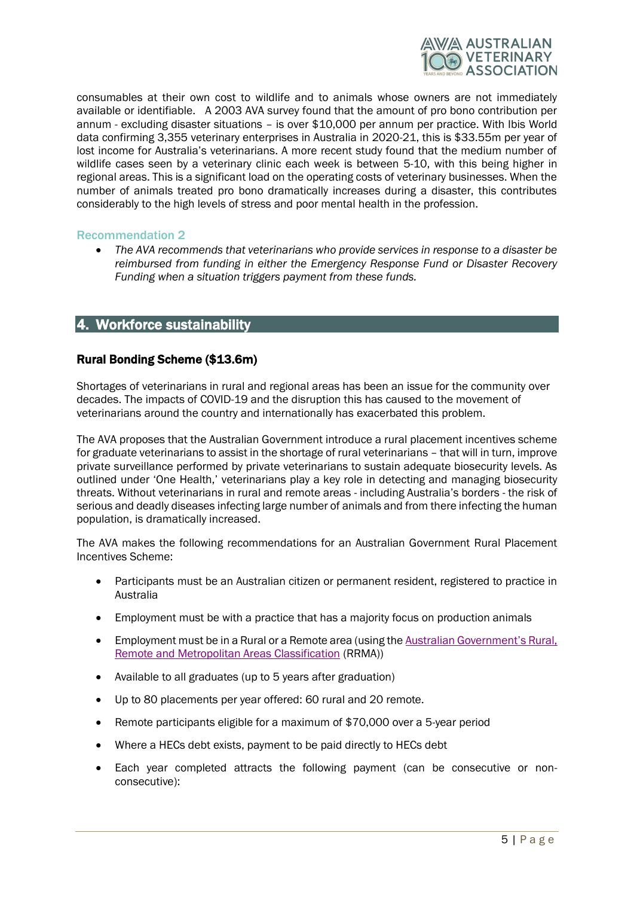consumables at their own cost to wildlife and to animals whose owners are not immediately available or identifiable. A 2003 AVA survey found that the amount of pro bono contribution per annum - excluding disaster situations – is over $10,000 per annum per practice. With Ibis World data confirming 3,355 veterinary enterprises in Australia in 2020-21, this is $33.55m per year of lost income for Australia's veterinarians. A more recent study found that the medium number of wildlife cases seen by a veterinary clinic each week is between 5-10, with this being higher in regional areas. This is a significant load on the operating costs of veterinary businesses. When the number of animals treated pro bono dramatically increases during a disaster, this contributes considerably to the high levels of stress and poor mental health in the profession.

### Recommendation 2

- *The AVA recommends that veterinarians who provide services in response to a disaster be reimbursed from funding in either the Emergency Response Fund or Disaster Recovery Funding when a situation triggers payment from these funds.*

## 4. Workforce sustainability

### Rural Bonding Scheme ($13.6m)

Shortages of veterinarians in rural and regional areas has been an issue for the community over decades. The impacts of COVID-19 and the disruption this has caused to the movement of veterinarians around the country and internationally has exacerbated this problem.

The AVA proposes that the Australian Government introduce a rural placement incentives scheme for graduate veterinarians to assist in the shortage of rural veterinarians – that will in turn, improve private surveillance performed by private veterinarians to sustain adequate biosecurity levels. As outlined under 'One Health,' veterinarians play a key role in detecting and managing biosecurity threats. Without veterinarians in rural and remote areas - including Australia's borders - the risk of serious and deadly diseases infecting large number of animals and from there infecting the human population, is dramatically increased.

The AVA makes the following recommendations for an Australian Government Rural Placement Incentives Scheme:

- Participants must be an Australian citizen or permanent resident, registered to practice in Australia
- Employment must be with a practice that has a majority focus on production animals
- Employment must be in a Rural or a Remote area (using the Australian Government's Rural, Remote and Metropolitan Areas Classification (RRMA))
- Available to all graduates (up to 5 years after graduation)
- Up to 80 placements per year offered: 60 rural and 20 remote.
- Remote participants eligible for a maximum of $70,000 over a 5-year period
- Where a HECs debt exists, payment to be paid directly to HECs debt
- Each year completed attracts the following payment (can be consecutive or non-consecutive):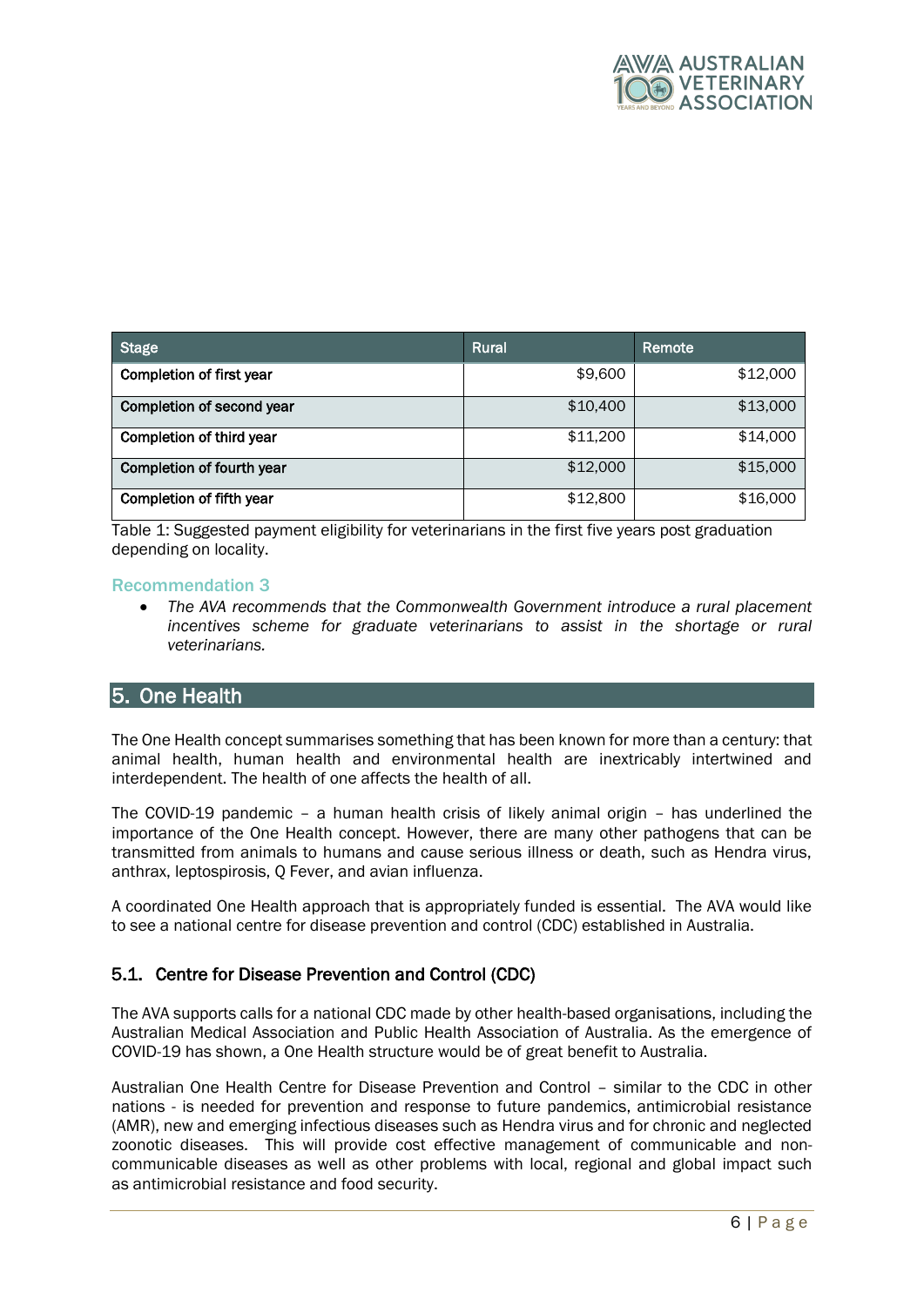| Stage | Rural | Remote |
|---|---|---|
| Completion of first year | $9,600 | $12,000 |
| Completion of second year | $10,400 | $13,000 |
| Completion of third year | $11,200 | $14,000 |
| Completion of fourth year | $12,000 | $15,000 |
| Completion of fifth year | $12,800 | $16,000 |

Table 1: Suggested payment eligibility for veterinarians in the first five years post graduation depending on locality.

### Recommendation 3

- *The AVA recommends that the Commonwealth Government introduce a rural placement incentives scheme for graduate veterinarians to assist in the shortage or rural veterinarians.*

## 5. One Health

The One Health concept summarises something that has been known for more than a century: that animal health, human health and environmental health are inextricably intertwined and interdependent. The health of one affects the health of all.

The COVID-19 pandemic – a human health crisis of likely animal origin – has underlined the importance of the One Health concept. However, there are many other pathogens that can be transmitted from animals to humans and cause serious illness or death, such as Hendra virus, anthrax, leptospirosis, Q Fever, and avian influenza.

A coordinated One Health approach that is appropriately funded is essential. The AVA would like to see a national centre for disease prevention and control (CDC) established in Australia.

### 5.1. Centre for Disease Prevention and Control (CDC)

The AVA supports calls for a national CDC made by other health-based organisations, including the Australian Medical Association and Public Health Association of Australia. As the emergence of COVID-19 has shown, a One Health structure would be of great benefit to Australia.

Australian One Health Centre for Disease Prevention and Control – similar to the CDC in other nations - is needed for prevention and response to future pandemics, antimicrobial resistance (AMR), new and emerging infectious diseases such as Hendra virus and for chronic and neglected zoonotic diseases. This will provide cost effective management of communicable and non-communicable diseases as well as other problems with local, regional and global impact such as antimicrobial resistance and food security.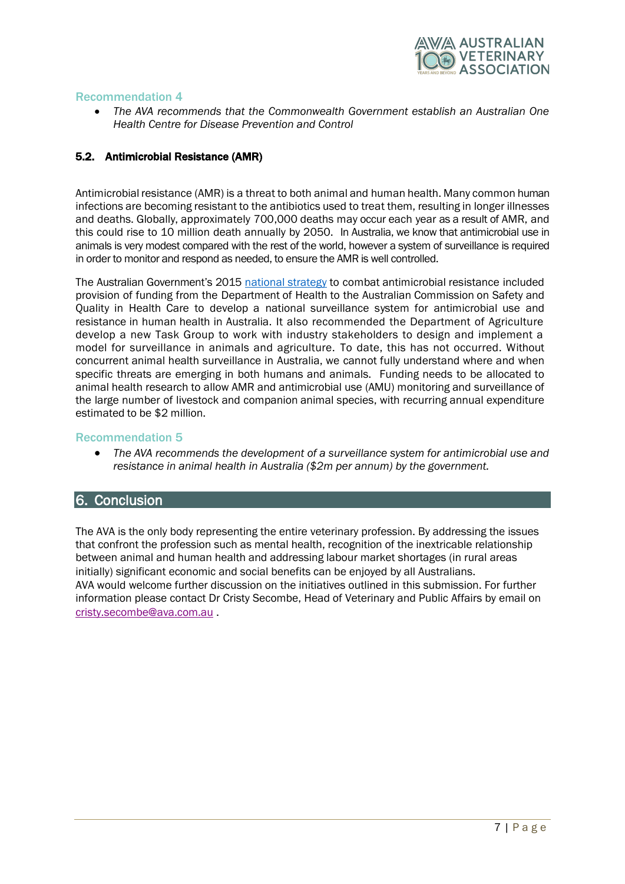### Recommendation 4

- *The AVA recommends that the Commonwealth Government establish an Australian One Health Centre for Disease Prevention and Control*

### 5.2. Antimicrobial Resistance (AMR)

Antimicrobial resistance (AMR) is a threat to both animal and human health. Many common human infections are becoming resistant to the antibiotics used to treat them, resulting in longer illnesses and deaths. Globally, approximately 700,000 deaths may occur each year as a result of AMR, and this could rise to 10 million death annually by 2050. In Australia, we know that antimicrobial use in animals is very modest compared with the rest of the world, however a system of surveillance is required in order to monitor and respond as needed, to ensure the AMR is well controlled.

The Australian Government's 2015 national strategy to combat antimicrobial resistance included provision of funding from the Department of Health to the Australian Commission on Safety and Quality in Health Care to develop a national surveillance system for antimicrobial use and resistance in human health in Australia. It also recommended the Department of Agriculture develop a new Task Group to work with industry stakeholders to design and implement a model for surveillance in animals and agriculture. To date, this has not occurred. Without concurrent animal health surveillance in Australia, we cannot fully understand where and when specific threats are emerging in both humans and animals. Funding needs to be allocated to animal health research to allow AMR and antimicrobial use (AMU) monitoring and surveillance of the large number of livestock and companion animal species, with recurring annual expenditure estimated to be $2 million.

### Recommendation 5

- *The AVA recommends the development of a surveillance system for antimicrobial use and resistance in animal health in Australia ($2m per annum) by the government.*

## 6. Conclusion

The AVA is the only body representing the entire veterinary profession. By addressing the issues that confront the profession such as mental health, recognition of the inextricable relationship between animal and human health and addressing labour market shortages (in rural areas initially) significant economic and social benefits can be enjoyed by all Australians.
AVA would welcome further discussion on the initiatives outlined in this submission. For further information please contact Dr Cristy Secombe, Head of Veterinary and Public Affairs by email on cristy.secombe@ava.com.au .